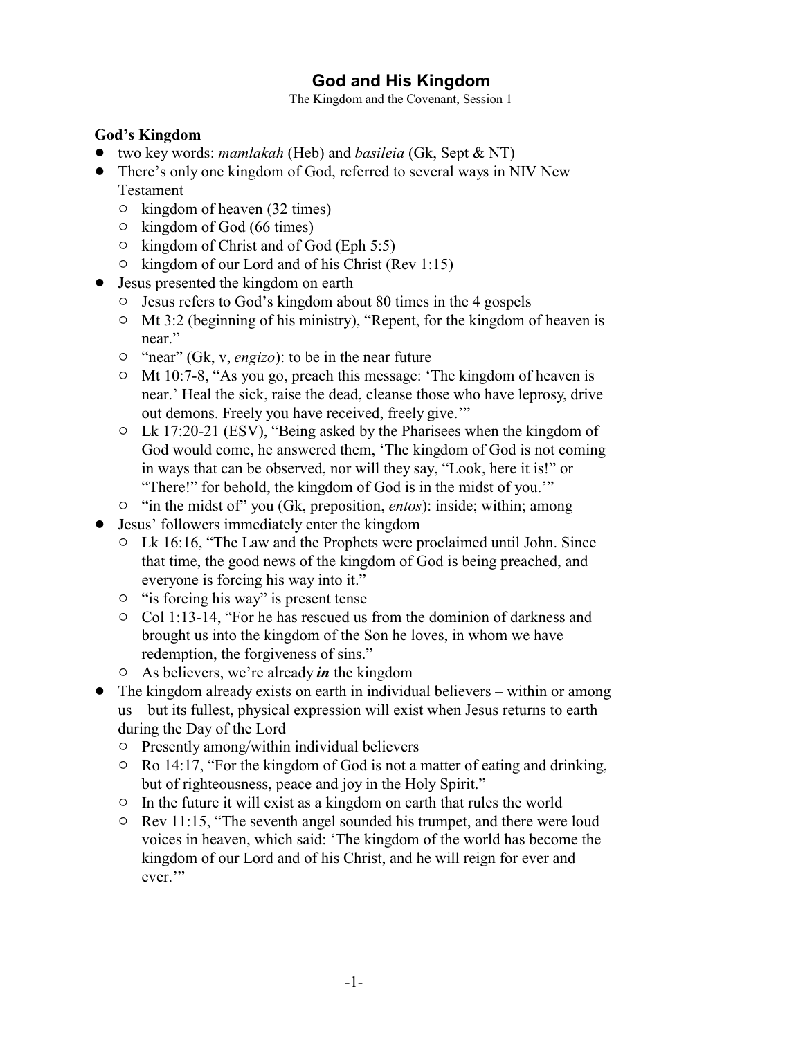# God and His Kingdom

The Kingdom and the Covenant, Session 1

## God's Kingdom

- two key words: *mamlakah* (Heb) and *basileia* (Gk, Sept & NT)
- There's only one kingdom of God, referred to several ways in NIV New Testament
  - kingdom of heaven (32 times)
  - kingdom of God (66 times)
  - kingdom of Christ and of God (Eph 5:5)
  - kingdom of our Lord and of his Christ (Rev 1:15)
- Jesus presented the kingdom on earth
  - Jesus refers to God's kingdom about 80 times in the 4 gospels
  - Mt 3:2 (beginning of his ministry), "Repent, for the kingdom of heaven is near."
  - "near" (Gk, v, *engizo*): to be in the near future
  - Mt 10:7-8, "As you go, preach this message: 'The kingdom of heaven is near.' Heal the sick, raise the dead, cleanse those who have leprosy, drive out demons. Freely you have received, freely give.'"
  - Lk 17:20-21 (ESV), "Being asked by the Pharisees when the kingdom of God would come, he answered them, 'The kingdom of God is not coming in ways that can be observed, nor will they say, "Look, here it is!" or "There!" for behold, the kingdom of God is in the midst of you.'"
  - "in the midst of" you (Gk, preposition, *entos*): inside; within; among
- Jesus' followers immediately enter the kingdom
  - Lk 16:16, "The Law and the Prophets were proclaimed until John. Since that time, the good news of the kingdom of God is being preached, and everyone is forcing his way into it."
  - "is forcing his way" is present tense
  - Col 1:13-14, "For he has rescued us from the dominion of darkness and brought us into the kingdom of the Son he loves, in whom we have redemption, the forgiveness of sins."
  - As believers, we're already ***in*** the kingdom
- The kingdom already exists on earth in individual believers – within or among us – but its fullest, physical expression will exist when Jesus returns to earth during the Day of the Lord
  - Presently among/within individual believers
  - Ro 14:17, "For the kingdom of God is not a matter of eating and drinking, but of righteousness, peace and joy in the Holy Spirit."
  - In the future it will exist as a kingdom on earth that rules the world
  - Rev 11:15, "The seventh angel sounded his trumpet, and there were loud voices in heaven, which said: 'The kingdom of the world has become the kingdom of our Lord and of his Christ, and he will reign for ever and ever.'"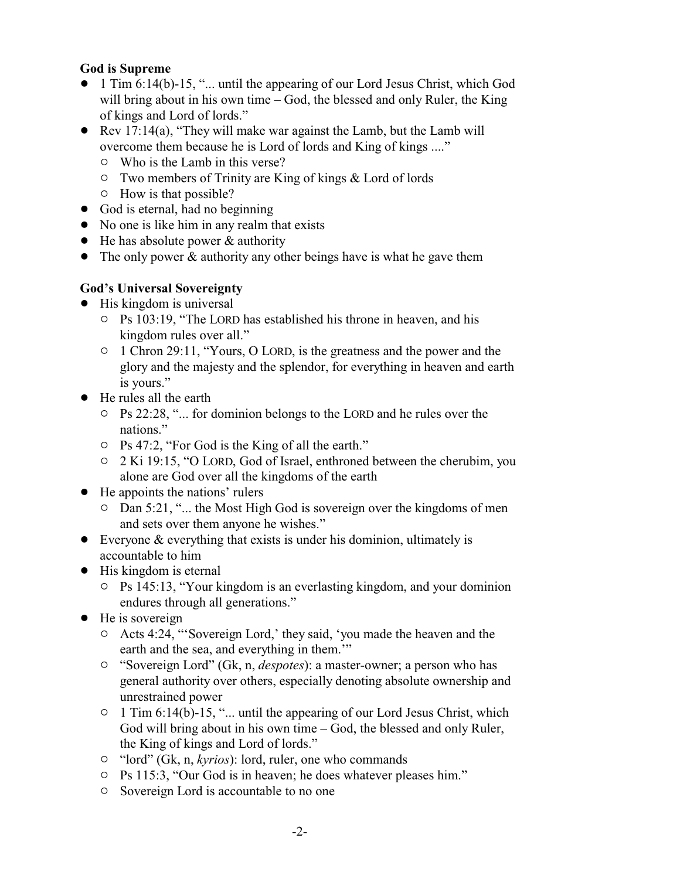**God is Supreme**

- 1 Tim 6:14(b)-15, "... until the appearing of our Lord Jesus Christ, which God will bring about in his own time – God, the blessed and only Ruler, the King of kings and Lord of lords."
- Rev 17:14(a), "They will make war against the Lamb, but the Lamb will overcome them because he is Lord of lords and King of kings ...."
  - Who is the Lamb in this verse?
  - Two members of Trinity are King of kings & Lord of lords
  - How is that possible?
- God is eternal, had no beginning
- No one is like him in any realm that exists
- He has absolute power & authority
- The only power & authority any other beings have is what he gave them

**God's Universal Sovereignty**

- His kingdom is universal
  - Ps 103:19, "The LORD has established his throne in heaven, and his kingdom rules over all."
  - 1 Chron 29:11, "Yours, O LORD, is the greatness and the power and the glory and the majesty and the splendor, for everything in heaven and earth is yours."
- He rules all the earth
  - Ps 22:28, "... for dominion belongs to the LORD and he rules over the nations."
  - Ps 47:2, "For God is the King of all the earth."
  - 2 Ki 19:15, "O LORD, God of Israel, enthroned between the cherubim, you alone are God over all the kingdoms of the earth
- He appoints the nations' rulers
  - Dan 5:21, "... the Most High God is sovereign over the kingdoms of men and sets over them anyone he wishes."
- Everyone & everything that exists is under his dominion, ultimately is accountable to him
- His kingdom is eternal
  - Ps 145:13, "Your kingdom is an everlasting kingdom, and your dominion endures through all generations."
- He is sovereign
  - Acts 4:24, "'Sovereign Lord,' they said, 'you made the heaven and the earth and the sea, and everything in them.'"
  - "Sovereign Lord" (Gk, n, *despotes*): a master-owner; a person who has general authority over others, especially denoting absolute ownership and unrestrained power
  - 1 Tim 6:14(b)-15, "... until the appearing of our Lord Jesus Christ, which God will bring about in his own time – God, the blessed and only Ruler, the King of kings and Lord of lords."
  - "lord" (Gk, n, *kyrios*): lord, ruler, one who commands
  - Ps 115:3, "Our God is in heaven; he does whatever pleases him."
  - Sovereign Lord is accountable to no one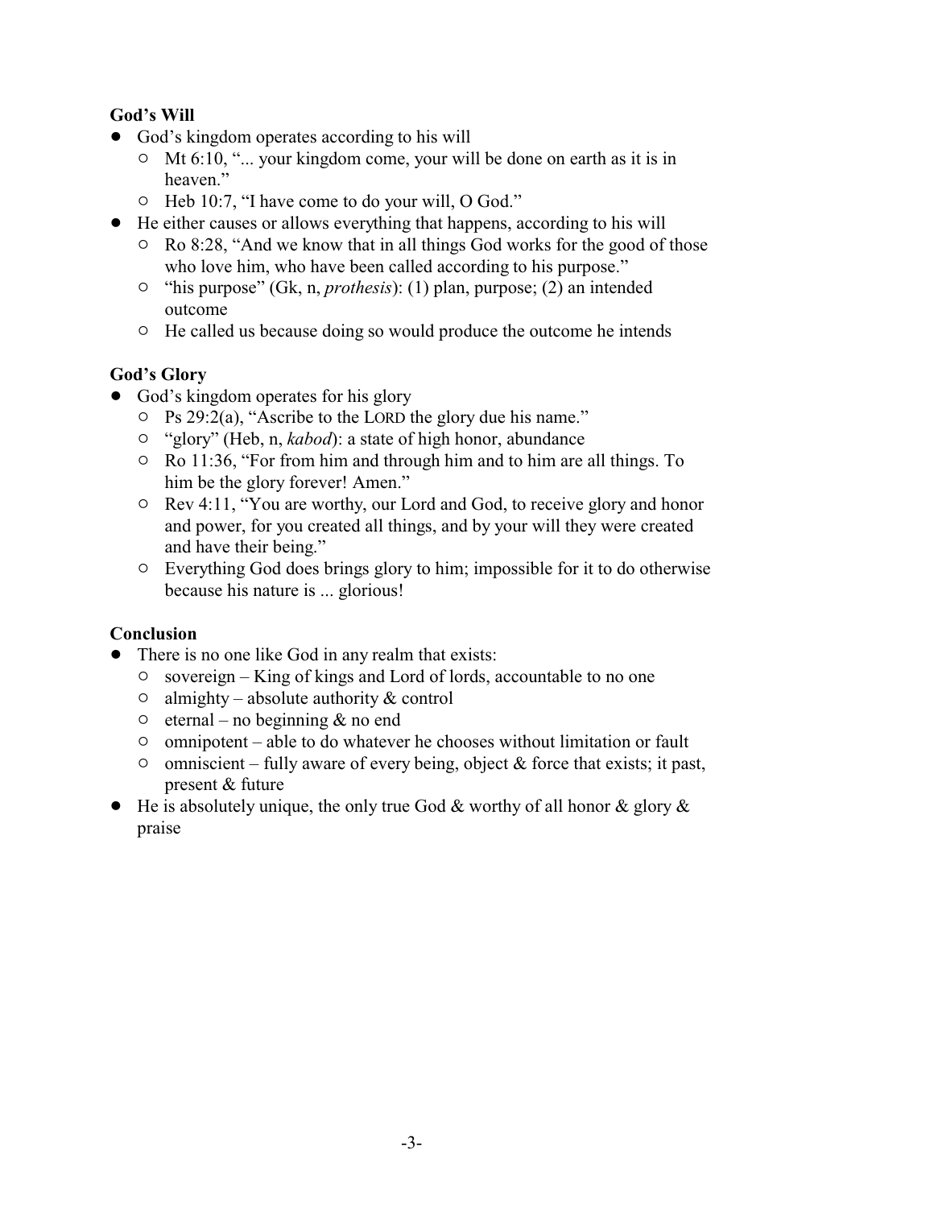**God's Will**

- God's kingdom operates according to his will
  - Mt 6:10, "... your kingdom come, your will be done on earth as it is in heaven."
  - Heb 10:7, "I have come to do your will, O God."
- He either causes or allows everything that happens, according to his will
  - Ro 8:28, "And we know that in all things God works for the good of those who love him, who have been called according to his purpose."
  - "his purpose" (Gk, n, *prothesis*): (1) plan, purpose; (2) an intended outcome
  - He called us because doing so would produce the outcome he intends

**God's Glory**

- God's kingdom operates for his glory
  - Ps 29:2(a), "Ascribe to the LORD the glory due his name."
  - "glory" (Heb, n, *kabod*): a state of high honor, abundance
  - Ro 11:36, "For from him and through him and to him are all things. To him be the glory forever! Amen."
  - Rev 4:11, "You are worthy, our Lord and God, to receive glory and honor and power, for you created all things, and by your will they were created and have their being."
  - Everything God does brings glory to him; impossible for it to do otherwise because his nature is ... glorious!

**Conclusion**

- There is no one like God in any realm that exists:
  - sovereign – King of kings and Lord of lords, accountable to no one
  - almighty – absolute authority & control
  - eternal – no beginning & no end
  - omnipotent – able to do whatever he chooses without limitation or fault
  - omniscient – fully aware of every being, object & force that exists; it past, present & future
- He is absolutely unique, the only true God & worthy of all honor & glory & praise